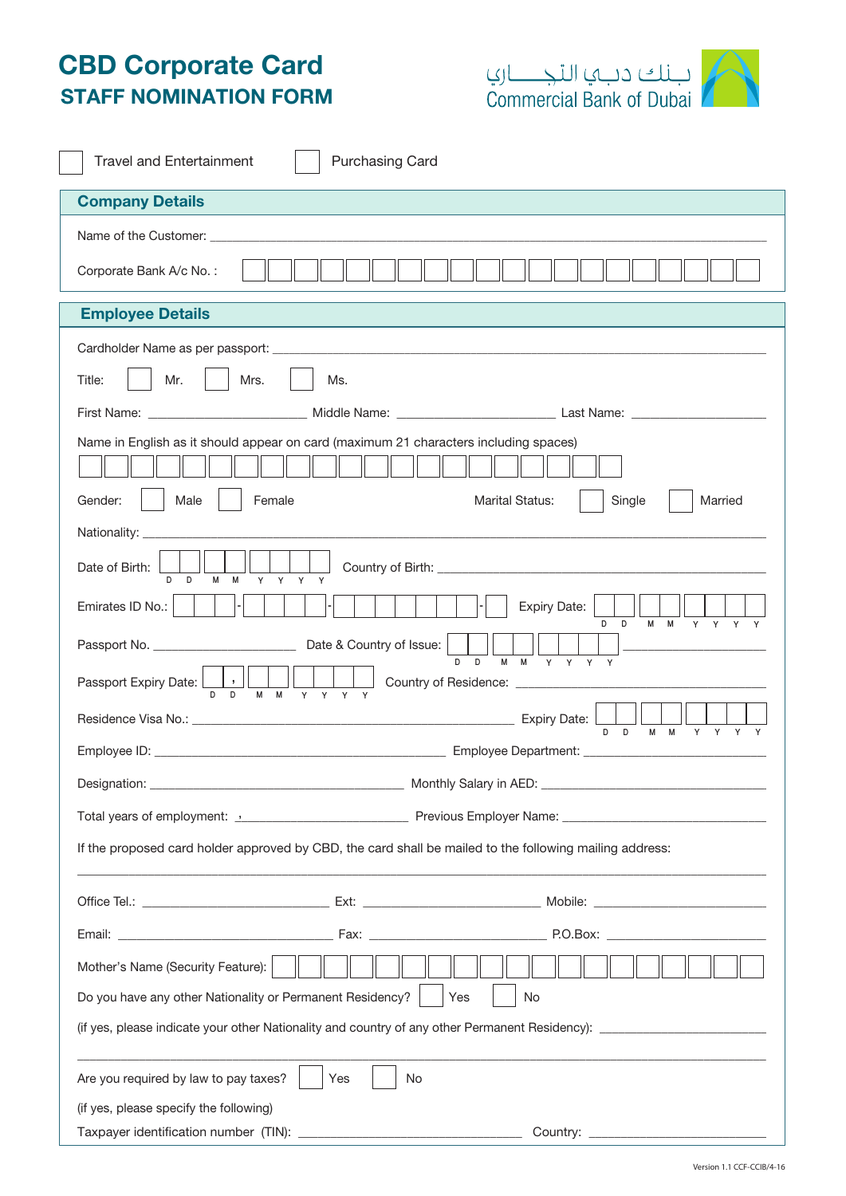# CBD Corporate Card

## STAFF NOMINATION FORM

بـنـك دبـي التجـــاري
Commercial Bank of Dubai

☐ Travel and Entertainment ☐ Purchasing Card

### Company Details

Name of the Customer: ______________________________

Corporate Bank A/c No. : ☐☐☐☐☐☐☐☐☐☐☐☐☐☐☐☐☐☐☐☐

### Employee Details

Cardholder Name as per passport: ______________________________

Title: ☐ Mr. ☐ Mrs. ☐ Ms.

First Name: ____________ Middle Name: ____________ Last Name: ____________

Name in English as it should appear on card (maximum 21 characters including spaces)

☐☐☐☐☐☐☐☐☐☐☐☐☐☐☐☐☐☐☐☐☐

Gender: ☐ Male ☐ Female Marital Status: ☐ Single ☐ Married

Nationality: ______________________________

Date of Birth: D D M M Y Y Y Y Country of Birth: ______________________________

Emirates ID No.: ☐☐☐ - ☐☐☐☐ - ☐☐☐☐☐☐☐ - ☐ Expiry Date: D D M M Y Y Y Y

Passport No. ____________ Date & Country of Issue: D D M M Y Y Y Y ____________

Passport Expiry Date: D D M M Y Y Y Y Country of Residence: ____________

Residence Visa No.: ______________________________ Expiry Date: D D M M Y Y Y Y

Employee ID: ______________________________ Employee Department: ______________________________

Designation: ______________________________ Monthly Salary in AED: ______________________________

Total years of employment: ____________ Previous Employer Name: ______________________________

If the proposed card holder approved by CBD, the card shall be mailed to the following mailing address:

______________________________

Office Tel.: ____________ Ext: ____________ Mobile: ____________

Email: ____________ Fax: ____________ P.O.Box: ____________

Mother's Name (Security Feature): ☐☐☐☐☐☐☐☐☐☐☐☐☐☐☐☐☐☐

Do you have any other Nationality or Permanent Residency? ☐ Yes ☐ No

(if yes, please indicate your other Nationality and country of any other Permanent Residency): ____________

______________________________

Are you required by law to pay taxes? ☐ Yes ☐ No

(if yes, please specify the following)

Taxpayer identification number (TIN): ____________ Country: ____________

Version 1.1 CCF-CCIB/4-16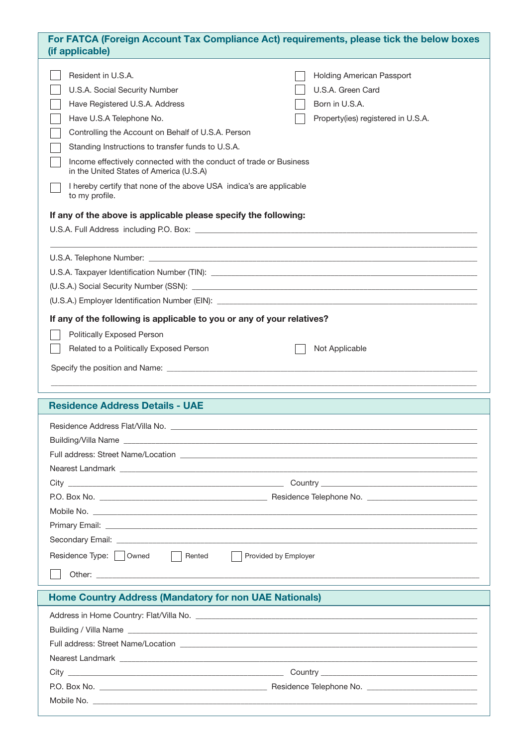## For FATCA (Foreign Account Tax Compliance Act) requirements, please tick the below boxes (if applicable)

- ☐ Resident in U.S.A.
- ☐ U.S.A. Social Security Number
- ☐ Have Registered U.S.A. Address
- ☐ Have U.S.A Telephone No.
- ☐ Controlling the Account on Behalf of U.S.A. Person
- ☐ Standing Instructions to transfer funds to U.S.A.
- ☐ Income effectively connected with the conduct of trade or Business in the United States of America (U.S.A)
- ☐ I hereby certify that none of the above USA indica's are applicable to my profile.
- ☐ Holding American Passport
- ☐ U.S.A. Green Card
- ☐ Born in U.S.A.
- ☐ Property(ies) registered in U.S.A.

**If any of the above is applicable please specify the following:**

U.S.A. Full Address including P.O. Box: ______________________________

______________________________

U.S.A. Telephone Number: ______________________________

U.S.A. Taxpayer Identification Number (TIN): ______________________________

(U.S.A.) Social Security Number (SSN): ______________________________

(U.S.A.) Employer Identification Number (EIN): ______________________________

**If any of the following is applicable to you or any of your relatives?**

- ☐ Politically Exposed Person
- ☐ Related to a Politically Exposed Person
- ☐ Not Applicable

Specify the position and Name: ______________________________

______________________________

## Residence Address Details - UAE

Residence Address Flat/Villa No. ______________________________

Building/Villa Name ______________________________

Full address: Street Name/Location ______________________________

Nearest Landmark ______________________________

City ______________________________ Country ______________________________

P.O. Box No. ______________________________ Residence Telephone No. ______________________________

Mobile No. ______________________________

Primary Email: ______________________________

Secondary Email: ______________________________

Residence Type: ☐ Owned ☐ Rented ☐ Provided by Employer

☐ Other: ______________________________

## Home Country Address (Mandatory for non UAE Nationals)

Address in Home Country: Flat/Villa No. ______________________________

Building / Villa Name ______________________________

Full address: Street Name/Location ______________________________

Nearest Landmark ______________________________

City ______________________________ Country ______________________________

P.O. Box No. ______________________________ Residence Telephone No. ______________________________

Mobile No. ______________________________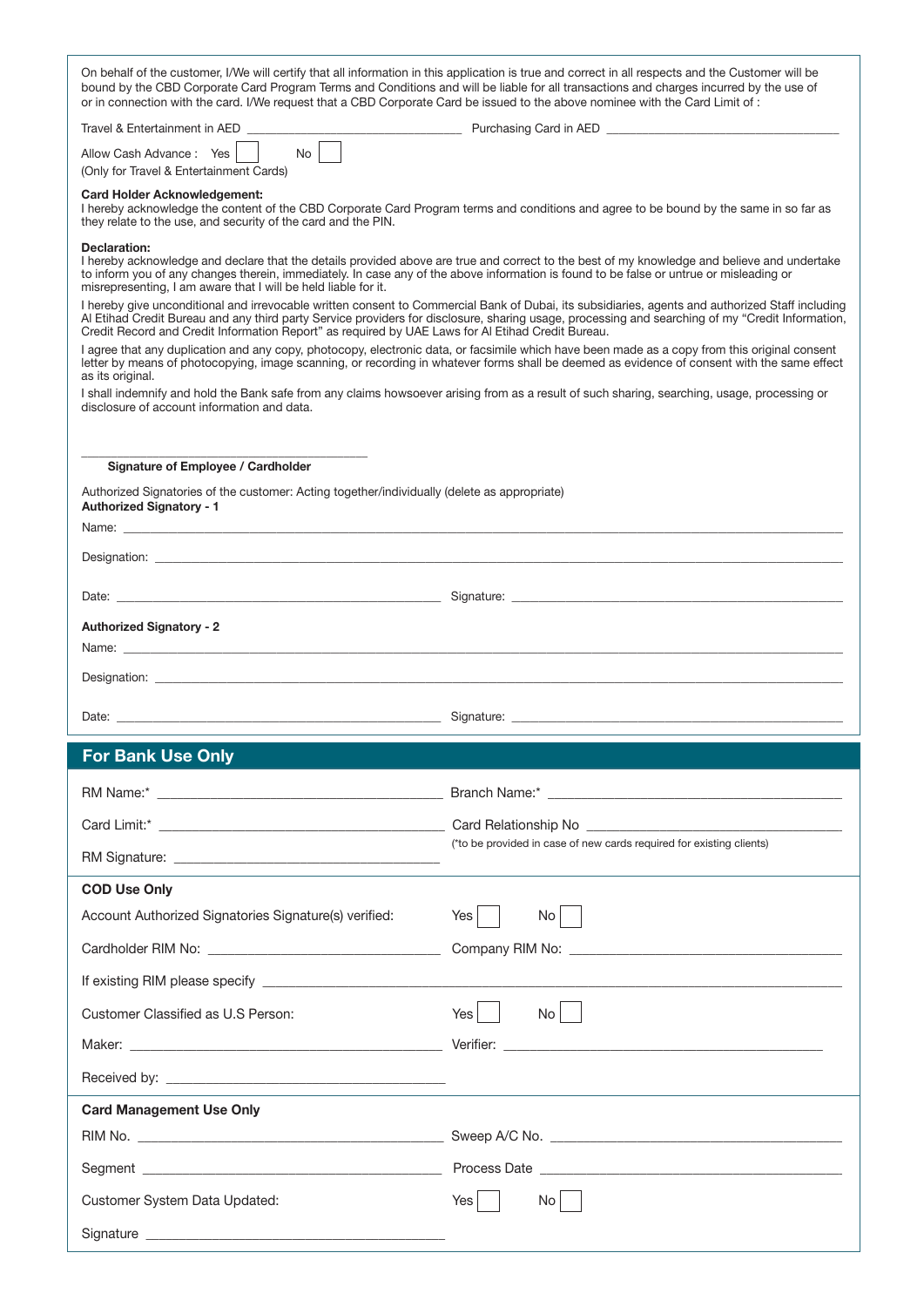On behalf of the customer, I/We will certify that all information in this application is true and correct in all respects and the Customer will be bound by the CBD Corporate Card Program Terms and Conditions and will be liable for all transactions and charges incurred by the use of or in connection with the card. I/We request that a CBD Corporate Card be issued to the above nominee with the Card Limit of :

Travel & Entertainment in AED ______________________ Purchasing Card in AED ______________________

Allow Cash Advance : Yes ☐ No ☐
(Only for Travel & Entertainment Cards)

**Card Holder Acknowledgement:**
I hereby acknowledge the content of the CBD Corporate Card Program terms and conditions and agree to be bound by the same in so far as they relate to the use, and security of the card and the PIN.

**Declaration:**
I hereby acknowledge and declare that the details provided above are true and correct to the best of my knowledge and believe and undertake to inform you of any changes therein, immediately. In case any of the above information is found to be false or untrue or misleading or misrepresenting, I am aware that I will be held liable for it.

I hereby give unconditional and irrevocable written consent to Commercial Bank of Dubai, its subsidiaries, agents and authorized Staff including Al Etihad Credit Bureau and any third party Service providers for disclosure, sharing usage, processing and searching of my "Credit Information, Credit Record and Credit Information Report" as required by UAE Laws for Al Etihad Credit Bureau.

I agree that any duplication and any copy, photocopy, electronic data, or facsimile which have been made as a copy from this original consent letter by means of photocopying, image scanning, or recording in whatever forms shall be deemed as evidence of consent with the same effect as its original.

I shall indemnify and hold the Bank safe from any claims howsoever arising from as a result of such sharing, searching, usage, processing or disclosure of account information and data.

______________________________

**Signature of Employee / Cardholder**

Authorized Signatories of the customer: Acting together/individually (delete as appropriate)

**Authorized Signatory - 1**

Name: ______________________________

Designation: ______________________________

Date: ______________________ Signature: ______________________

**Authorized Signatory - 2**

Name: ______________________________

Designation: ______________________________

Date: ______________________ Signature: ______________________

## For Bank Use Only

RM Name:* ______________________ Branch Name:* ______________________

Card Limit:* ______________________ Card Relationship No ______________________

RM Signature: ______________________ (*to be provided in case of new cards required for existing clients)

**COD Use Only**

Account Authorized Signatories Signature(s) verified: Yes ☐ No ☐

Cardholder RIM No: ______________________ Company RIM No: ______________________

If existing RIM please specify ______________________

Customer Classified as U.S Person: Yes ☐ No ☐

Maker: ______________________ Verifier: ______________________

Received by: ______________________

**Card Management Use Only**

RIM No. ______________________ Sweep A/C No. ______________________

Segment ______________________ Process Date ______________________

Customer System Data Updated: Yes ☐ No ☐

Signature ______________________